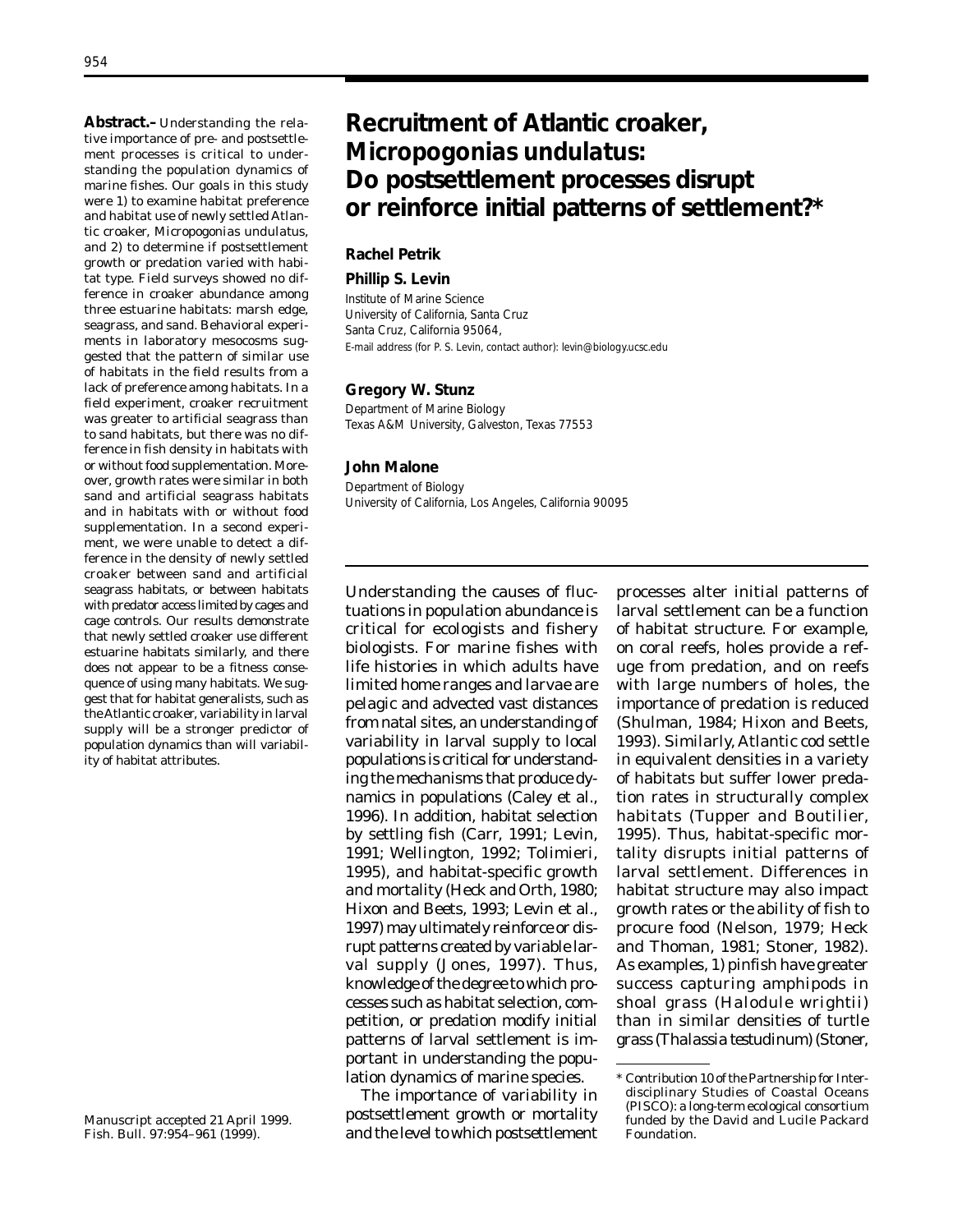# Recruitment of Atlantic croaker, *Micropogonias undulatus*: Do postsettlement processes disrupt or reinforce initial patterns of settlement?*

**Rachel Petrik**

**Phillip S. Levin**

Institute of Marine Science
University of California, Santa Cruz
Santa Cruz, California 95064,
E-mail address (for P. S. Levin, contact author): levin@biology.ucsc.edu

**Gregory W. Stunz**

Department of Marine Biology
Texas A&M University, Galveston, Texas 77553

**John Malone**

Department of Biology
University of California, Los Angeles, California 90095

**Abstract.–** Understanding the relative importance of pre- and postsettlement processes is critical to understanding the population dynamics of marine fishes. Our goals in this study were 1) to examine habitat preference and habitat use of newly settled Atlantic croaker, *Micropogonias undulatus*, and 2) to determine if postsettlement growth or predation varied with habitat type. Field surveys showed no difference in croaker abundance among three estuarine habitats: marsh edge, seagrass, and sand. Behavioral experiments in laboratory mesocosms suggested that the pattern of similar use of habitats in the field results from a lack of preference among habitats. In a field experiment, croaker recruitment was greater to artificial seagrass than to sand habitats, but there was no difference in fish density in habitats with or without food supplementation. Moreover, growth rates were similar in both sand and artificial seagrass habitats and in habitats with or without food supplementation. In a second experiment, we were unable to detect a difference in the density of newly settled croaker between sand and artificial seagrass habitats, or between habitats with predator access limited by cages and cage controls. Our results demonstrate that newly settled croaker use different estuarine habitats similarly, and there does not appear to be a fitness consequence of using many habitats. We suggest that for habitat generalists, such as the Atlantic croaker, variability in larval supply will be a stronger predictor of population dynamics than will variability of habitat attributes.

Manuscript accepted 21 April 1999.
Fish. Bull. 97:954–961 (1999).

Understanding the causes of fluctuations in population abundance is critical for ecologists and fishery biologists. For marine fishes with life histories in which adults have limited home ranges and larvae are pelagic and advected vast distances from natal sites, an understanding of variability in larval supply to local populations is critical for understanding the mechanisms that produce dynamics in populations (Caley et al., 1996). In addition, habitat selection by settling fish (Carr, 1991; Levin, 1991; Wellington, 1992; Tolimieri, 1995), and habitat-specific growth and mortality (Heck and Orth, 1980; Hixon and Beets, 1993; Levin et al., 1997) may ultimately reinforce or disrupt patterns created by variable larval supply (Jones, 1997). Thus, knowledge of the degree to which processes such as habitat selection, competition, or predation modify initial patterns of larval settlement is important in understanding the population dynamics of marine species.

The importance of variability in postsettlement growth or mortality and the level to which postsettlement processes alter initial patterns of larval settlement can be a function of habitat structure. For example, on coral reefs, holes provide a refuge from predation, and on reefs with large numbers of holes, the importance of predation is reduced (Shulman, 1984; Hixon and Beets, 1993). Similarly, Atlantic cod settle in equivalent densities in a variety of habitats but suffer lower predation rates in structurally complex habitats (Tupper and Boutilier, 1995). Thus, habitat-specific mortality disrupts initial patterns of larval settlement. Differences in habitat structure may also impact growth rates or the ability of fish to procure food (Nelson, 1979; Heck and Thoman, 1981; Stoner, 1982). As examples, 1) pinfish have greater success capturing amphipods in shoal grass (*Halodule wrightii*) than in similar densities of turtle grass (*Thalassia testudinum*) (Stoner,

\* Contribution 10 of the Partnership for Interdisciplinary Studies of Coastal Oceans (PISCO): a long-term ecological consortium funded by the David and Lucile Packard Foundation.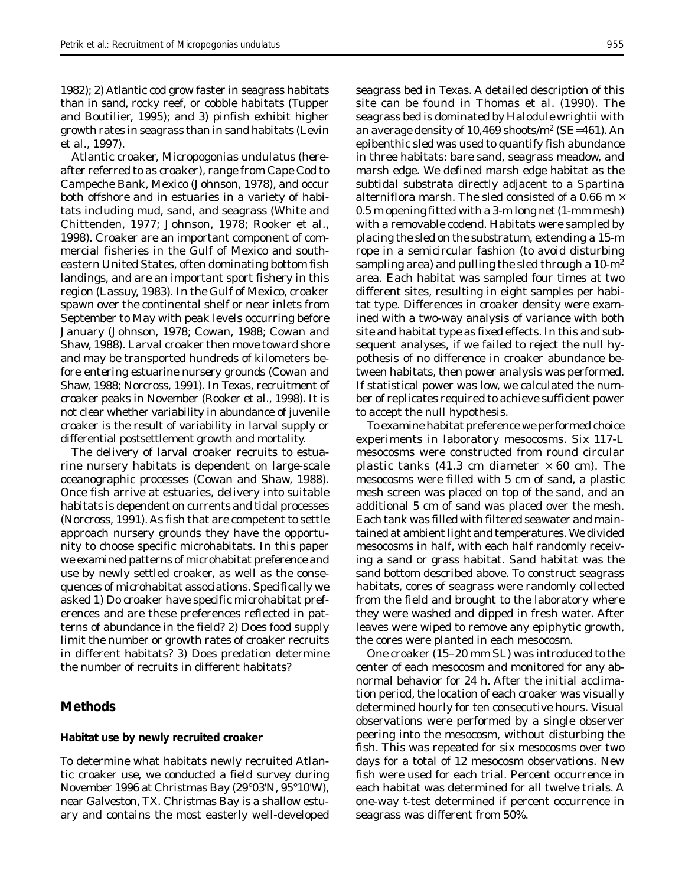1982); 2) Atlantic cod grow faster in seagrass habitats than in sand, rocky reef, or cobble habitats (Tupper and Boutilier, 1995); and 3) pinfish exhibit higher growth rates in seagrass than in sand habitats (Levin et al., 1997).

Atlantic croaker, *Micropogonias undulatus* (hereafter referred to as croaker), range from Cape Cod to Campeche Bank, Mexico (Johnson, 1978), and occur both offshore and in estuaries in a variety of habitats including mud, sand, and seagrass (White and Chittenden, 1977; Johnson, 1978; Rooker et al., 1998). Croaker are an important component of commercial fisheries in the Gulf of Mexico and southeastern United States, often dominating bottom fish landings, and are an important sport fishery in this region (Lassuy, 1983). In the Gulf of Mexico, croaker spawn over the continental shelf or near inlets from September to May with peak levels occurring before January (Johnson, 1978; Cowan, 1988; Cowan and Shaw, 1988). Larval croaker then move toward shore and may be transported hundreds of kilometers before entering estuarine nursery grounds (Cowan and Shaw, 1988; Norcross, 1991). In Texas, recruitment of croaker peaks in November (Rooker et al., 1998). It is not clear whether variability in abundance of juvenile croaker is the result of variability in larval supply or differential postsettlement growth and mortality.

The delivery of larval croaker recruits to estuarine nursery habitats is dependent on large-scale oceanographic processes (Cowan and Shaw, 1988). Once fish arrive at estuaries, delivery into suitable habitats is dependent on currents and tidal processes (Norcross, 1991). As fish that are competent to settle approach nursery grounds they have the opportunity to choose specific microhabitats. In this paper we examined patterns of microhabitat preference and use by newly settled croaker, as well as the consequences of microhabitat associations. Specifically we asked 1) Do croaker have specific microhabitat preferences and are these preferences reflected in patterns of abundance in the field? 2) Does food supply limit the number or growth rates of croaker recruits in different habitats? 3) Does predation determine the number of recruits in different habitats?

## Methods

### Habitat use by newly recruited croaker

To determine what habitats newly recruited Atlantic croaker use, we conducted a field survey during November 1996 at Christmas Bay (29°03'N, 95°10'W), near Galveston, TX. Christmas Bay is a shallow estuary and contains the most easterly well-developed seagrass bed in Texas. A detailed description of this site can be found in Thomas et al. (1990). The seagrass bed is dominated by *Halodule wrightii* with an average density of 10,469 shoots/m$^2$ (SE=461). An epibenthic sled was used to quantify fish abundance in three habitats: bare sand, seagrass meadow, and marsh edge. We defined marsh edge habitat as the subtidal substrata directly adjacent to a *Spartina alterniflora* marsh. The sled consisted of a 0.66 m × 0.5 m opening fitted with a 3-m long net (1-mm mesh) with a removable codend. Habitats were sampled by placing the sled on the substratum, extending a 15-m rope in a semicircular fashion (to avoid disturbing sampling area) and pulling the sled through a 10-m$^2$ area. Each habitat was sampled four times at two different sites, resulting in eight samples per habitat type. Differences in croaker density were examined with a two-way analysis of variance with both site and habitat type as fixed effects. In this and subsequent analyses, if we failed to reject the null hypothesis of no difference in croaker abundance between habitats, then power analysis was performed. If statistical power was low, we calculated the number of replicates required to achieve sufficient power to accept the null hypothesis.

To examine habitat preference we performed choice experiments in laboratory mesocosms. Six 117-L mesocosms were constructed from round circular plastic tanks (41.3 cm diameter × 60 cm). The mesocosms were filled with 5 cm of sand, a plastic mesh screen was placed on top of the sand, and an additional 5 cm of sand was placed over the mesh. Each tank was filled with filtered seawater and maintained at ambient light and temperatures. We divided mesocosms in half, with each half randomly receiving a sand or grass habitat. Sand habitat was the sand bottom described above. To construct seagrass habitats, cores of seagrass were randomly collected from the field and brought to the laboratory where they were washed and dipped in fresh water. After leaves were wiped to remove any epiphytic growth, the cores were planted in each mesocosm.

One croaker (15–20 mm SL) was introduced to the center of each mesocosm and monitored for any abnormal behavior for 24 h. After the initial acclimation period, the location of each croaker was visually determined hourly for ten consecutive hours. Visual observations were performed by a single observer peering into the mesocosm, without disturbing the fish. This was repeated for six mesocosms over two days for a total of 12 mesocosm observations. New fish were used for each trial. Percent occurrence in each habitat was determined for all twelve trials. A one-way t-test determined if percent occurrence in seagrass was different from 50%.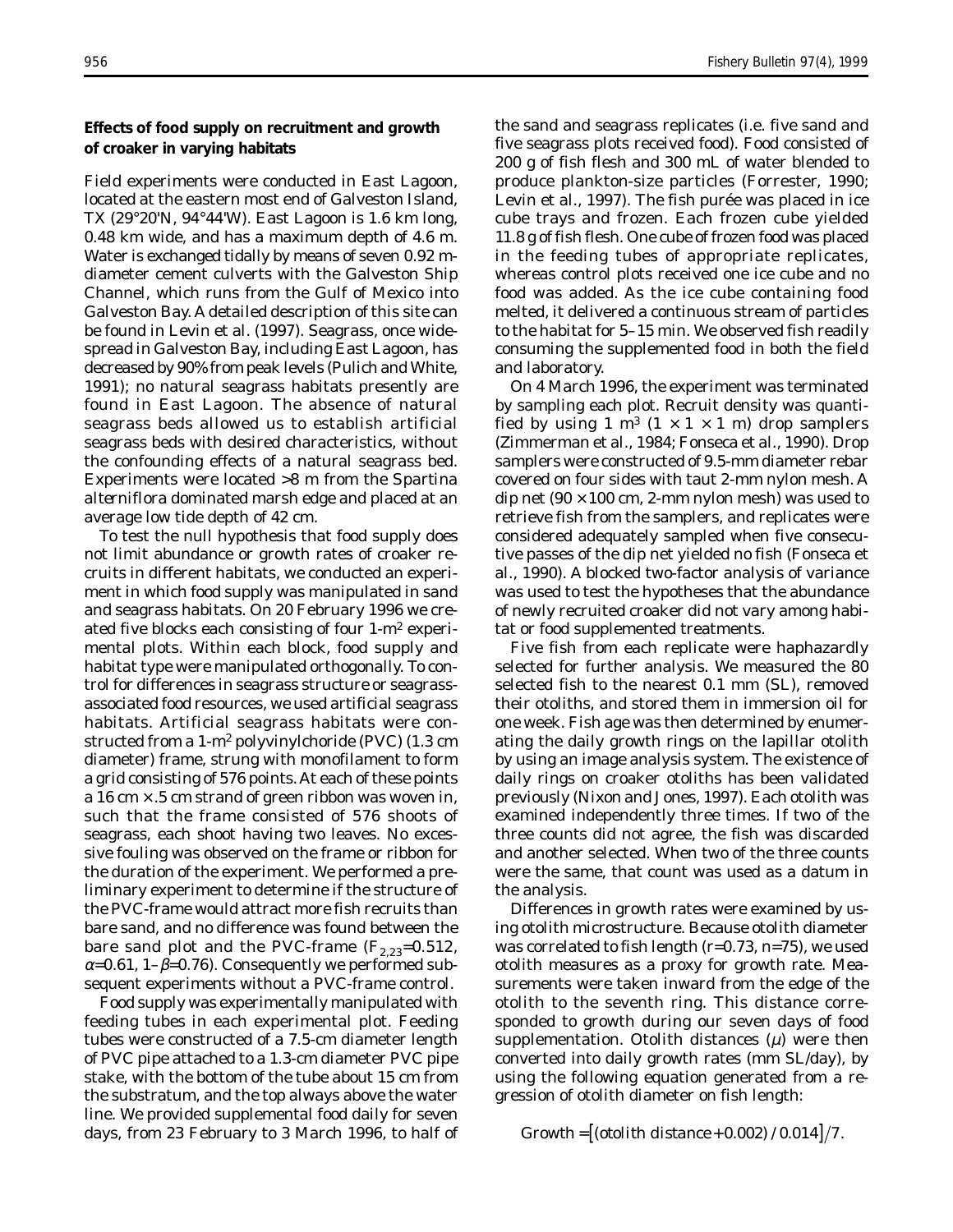### Effects of food supply on recruitment and growth of croaker in varying habitats

Field experiments were conducted in East Lagoon, located at the eastern most end of Galveston Island, TX (29°20'N, 94°44'W). East Lagoon is 1.6 km long, 0.48 km wide, and has a maximum depth of 4.6 m. Water is exchanged tidally by means of seven 0.92 m-diameter cement culverts with the Galveston Ship Channel, which runs from the Gulf of Mexico into Galveston Bay. A detailed description of this site can be found in Levin et al. (1997). Seagrass, once widespread in Galveston Bay, including East Lagoon, has decreased by 90% from peak levels (Pulich and White, 1991); no natural seagrass habitats presently are found in East Lagoon. The absence of natural seagrass beds allowed us to establish artificial seagrass beds with desired characteristics, without the confounding effects of a natural seagrass bed. Experiments were located >8 m from the *Spartina alterniflora* dominated marsh edge and placed at an average low tide depth of 42 cm.

To test the null hypothesis that food supply does not limit abundance or growth rates of croaker recruits in different habitats, we conducted an experiment in which food supply was manipulated in sand and seagrass habitats. On 20 February 1996 we created five blocks each consisting of four 1-$m^2$ experimental plots. Within each block, food supply and habitat type were manipulated orthogonally. To control for differences in seagrass structure or seagrass-associated food resources, we used artificial seagrass habitats. Artificial seagrass habitats were constructed from a 1-$m^2$ polyvinylchoride (PVC) (1.3 cm diameter) frame, strung with monofilament to form a grid consisting of 576 points. At each of these points a 16 cm × .5 cm strand of green ribbon was woven in, such that the frame consisted of 576 shoots of seagrass, each shoot having two leaves. No excessive fouling was observed on the frame or ribbon for the duration of the experiment. We performed a preliminary experiment to determine if the structure of the PVC-frame would attract more fish recruits than bare sand, and no difference was found between the bare sand plot and the PVC-frame ($F_{2,23}$=0.512, $\alpha$=0.61, $1-\beta$=0.76). Consequently we performed subsequent experiments without a PVC-frame control.

Food supply was experimentally manipulated with feeding tubes in each experimental plot. Feeding tubes were constructed of a 7.5-cm diameter length of PVC pipe attached to a 1.3-cm diameter PVC pipe stake, with the bottom of the tube about 15 cm from the substratum, and the top always above the water line. We provided supplemental food daily for seven days, from 23 February to 3 March 1996, to half of the sand and seagrass replicates (i.e. five sand and five seagrass plots received food). Food consisted of 200 g of fish flesh and 300 mL of water blended to produce plankton-size particles (Forrester, 1990; Levin et al., 1997). The fish purée was placed in ice cube trays and frozen. Each frozen cube yielded 11.8 g of fish flesh. One cube of frozen food was placed in the feeding tubes of appropriate replicates, whereas control plots received one ice cube and no food was added. As the ice cube containing food melted, it delivered a continuous stream of particles to the habitat for 5–15 min. We observed fish readily consuming the supplemented food in both the field and laboratory.

On 4 March 1996, the experiment was terminated by sampling each plot. Recruit density was quantified by using 1 $m^3$ (1 × 1 × 1 m) drop samplers (Zimmerman et al., 1984; Fonseca et al., 1990). Drop samplers were constructed of 9.5-mm diameter rebar covered on four sides with taut 2-mm nylon mesh. A dip net (90 × 100 cm, 2-mm nylon mesh) was used to retrieve fish from the samplers, and replicates were considered adequately sampled when five consecutive passes of the dip net yielded no fish (Fonseca et al., 1990). A blocked two-factor analysis of variance was used to test the hypotheses that the abundance of newly recruited croaker did not vary among habitat or food supplemented treatments.

Five fish from each replicate were haphazardly selected for further analysis. We measured the 80 selected fish to the nearest 0.1 mm (SL), removed their otoliths, and stored them in immersion oil for one week. Fish age was then determined by enumerating the daily growth rings on the lapillar otolith by using an image analysis system. The existence of daily rings on croaker otoliths has been validated previously (Nixon and Jones, 1997). Each otolith was examined independently three times. If two of the three counts did not agree, the fish was discarded and another selected. When two of the three counts were the same, that count was used as a datum in the analysis.

Differences in growth rates were examined by using otolith microstructure. Because otolith diameter was correlated to fish length ($r$=0.73, $n$=75), we used otolith measures as a proxy for growth rate. Measurements were taken inward from the edge of the otolith to the seventh ring. This distance corresponded to growth during our seven days of food supplementation. Otolith distances ($\mu$) were then converted into daily growth rates (mm SL/day), by using the following equation generated from a regression of otolith diameter on fish length:

$$\text{Growth} = \left[(\text{otolith distance} + 0.002) / 0.014\right] / 7.$$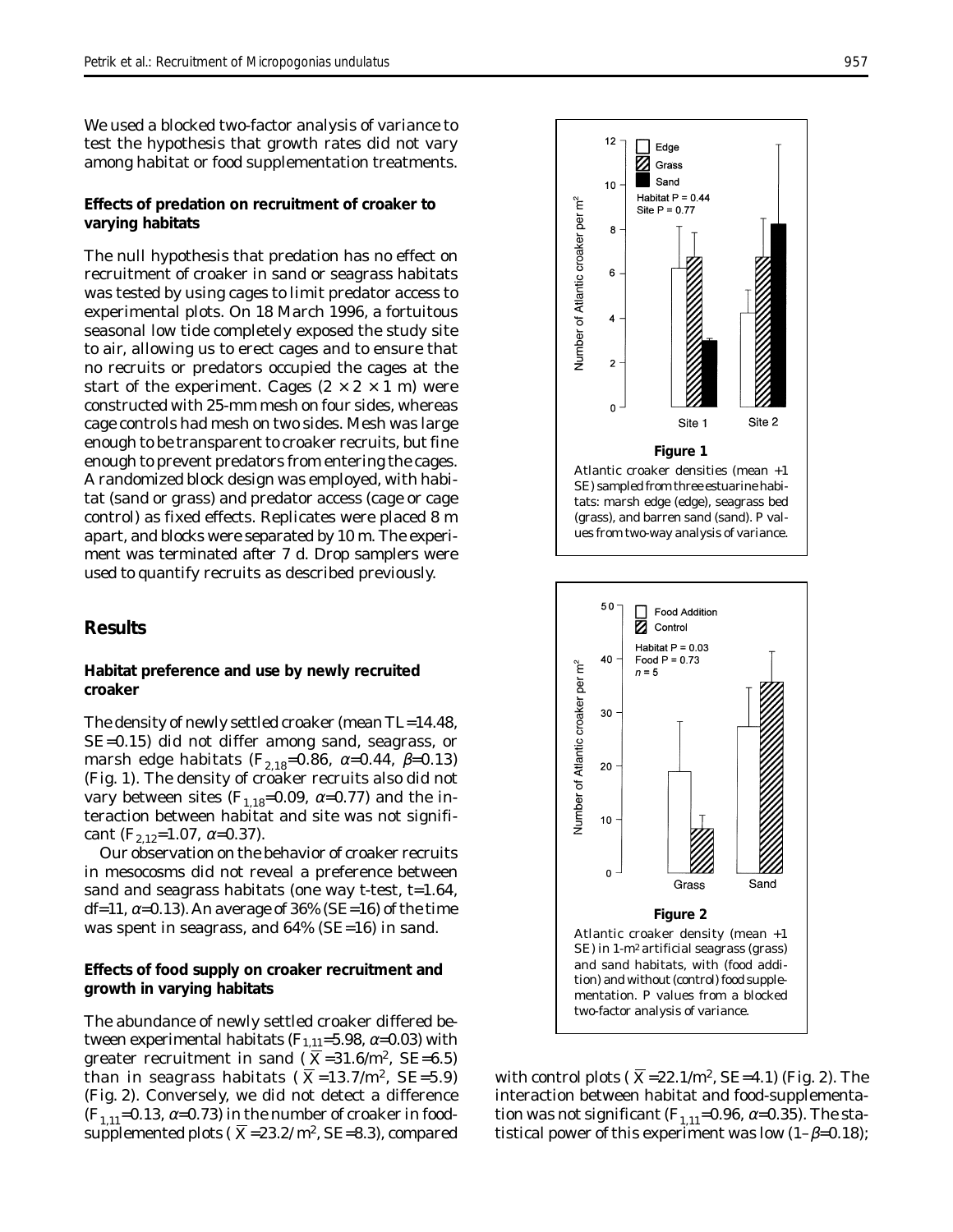We used a blocked two-factor analysis of variance to test the hypothesis that growth rates did not vary among habitat or food supplementation treatments.

### Effects of predation on recruitment of croaker to varying habitats

The null hypothesis that predation has no effect on recruitment of croaker in sand or seagrass habitats was tested by using cages to limit predator access to experimental plots. On 18 March 1996, a fortuitous seasonal low tide completely exposed the study site to air, allowing us to erect cages and to ensure that no recruits or predators occupied the cages at the start of the experiment. Cages ($2 \times 2 \times 1$ m) were constructed with 25-mm mesh on four sides, whereas cage controls had mesh on two sides. Mesh was large enough to be transparent to croaker recruits, but fine enough to prevent predators from entering the cages. A randomized block design was employed, with habitat (sand or grass) and predator access (cage or cage control) as fixed effects. Replicates were placed 8 m apart, and blocks were separated by 10 m. The experiment was terminated after 7 d. Drop samplers were used to quantify recruits as described previously.

## Results

### Habitat preference and use by newly recruited croaker

The density of newly settled croaker (mean TL=14.48, SE=0.15) did not differ among sand, seagrass, or marsh edge habitats ($F_{2,18}$=0.86, $\alpha$=0.44, $\beta$=0.13) (Fig. 1). The density of croaker recruits also did not vary between sites ($F_{1,18}$=0.09, $\alpha$=0.77) and the interaction between habitat and site was not significant ($F_{2,12}$=1.07, $\alpha$=0.37).

Our observation on the behavior of croaker recruits in mesocosms did not reveal a preference between sand and seagrass habitats (one way t-test, t=1.64, df=11, $\alpha$=0.13). An average of 36% (SE=16) of the time was spent in seagrass, and 64% (SE=16) in sand.

### Effects of food supply on croaker recruitment and growth in varying habitats

The abundance of newly settled croaker differed between experimental habitats ($F_{1,11}$=5.98, $\alpha$=0.03) with greater recruitment in sand ($\overline{X}$=31.6/m$^2$, SE=6.5) than in seagrass habitats ($\overline{X}$=13.7/m$^2$, SE=5.9) (Fig. 2). Conversely, we did not detect a difference ($F_{1,11}$=0.13, $\alpha$=0.73) in the number of croaker in food-supplemented plots ($\overline{X}$=23.2/m$^2$, SE=8.3), compared with control plots ($\overline{X}$=22.1/m$^2$, SE=4.1) (Fig. 2). The interaction between habitat and food-supplementation was not significant ($F_{1,11}$=0.96, $\alpha$=0.35). The statistical power of this experiment was low ($1-\beta$=0.18);

**Figure 1**

Atlantic croaker densities (mean +1 SE) sampled from three estuarine habitats: marsh edge (edge), seagrass bed (grass), and barren sand (sand). P values from two-way analysis of variance.

**Figure 2**

Atlantic croaker density (mean +1 SE) in 1-m$^2$ artificial seagrass (grass) and sand habitats, with (food addition) and without (control) food supplementation. P values from a blocked two-factor analysis of variance.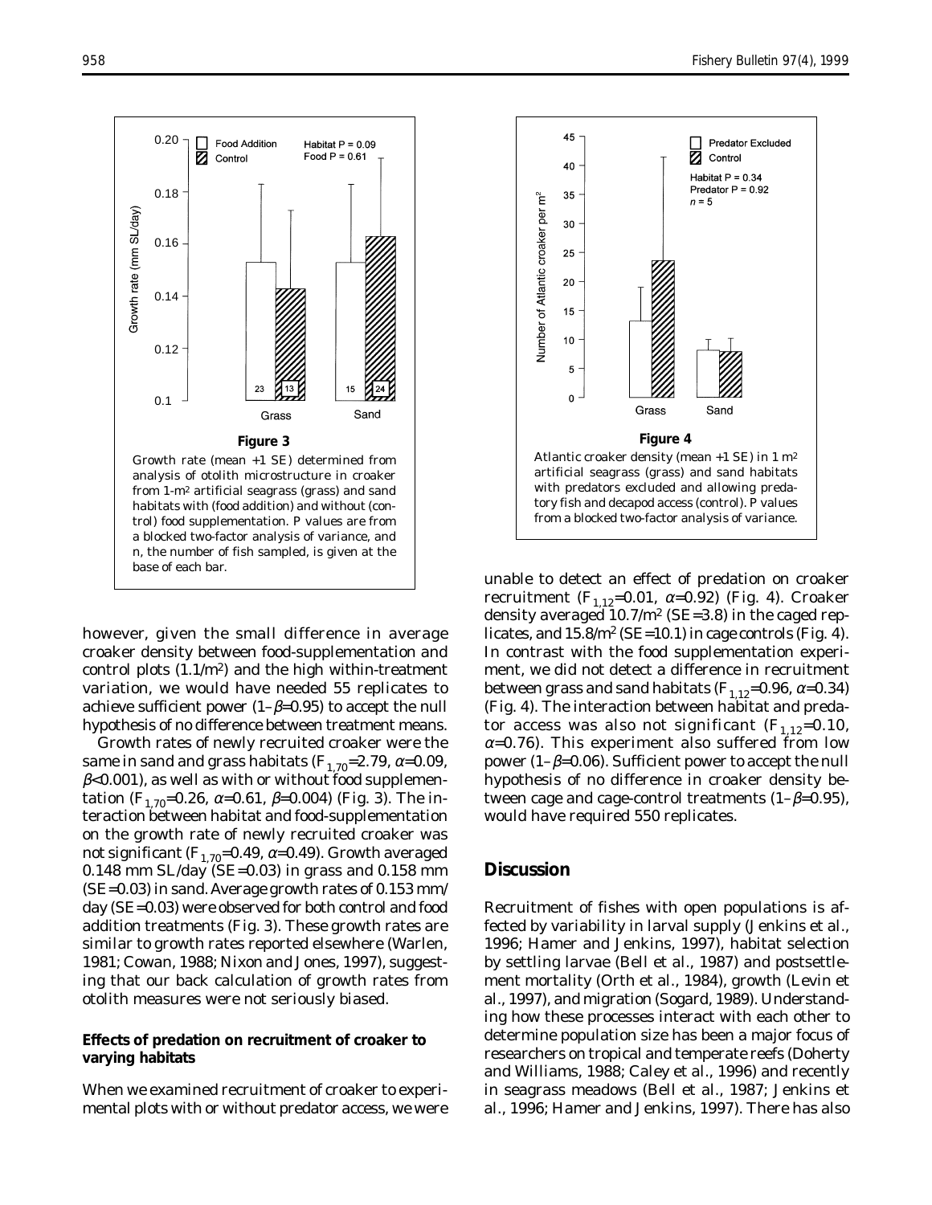**Figure 3**

Growth rate (mean +1 SE) determined from analysis of otolith microstructure in croaker from 1-m$^2$ artificial seagrass (grass) and sand habitats with (food addition) and without (control) food supplementation. P values are from a blocked two-factor analysis of variance, and n, the number of fish sampled, is given at the base of each bar.

**Figure 4**

Atlantic croaker density (mean +1 SE) in 1 m$^2$ artificial seagrass (grass) and sand habitats with predators excluded and allowing predatory fish and decapod access (control). P values from a blocked two-factor analysis of variance.

however, given the small difference in average croaker density between food-supplementation and control plots (1.1/m$^2$) and the high within-treatment variation, we would have needed 55 replicates to achieve sufficient power ($1-\beta$=0.95) to accept the null hypothesis of no difference between treatment means.

Growth rates of newly recruited croaker were the same in sand and grass habitats ($F_{1,70}$=2.79, $\alpha$=0.09, $\beta$<0.001), as well as with or without food supplementation ($F_{1,70}$=0.26, $\alpha$=0.61, $\beta$=0.004) (Fig. 3). The interaction between habitat and food-supplementation on the growth rate of newly recruited croaker was not significant ($F_{1,70}$=0.49, $\alpha$=0.49). Growth averaged 0.148 mm SL/day (SE=0.03) in grass and 0.158 mm (SE=0.03) in sand. Average growth rates of 0.153 mm/day (SE=0.03) were observed for both control and food addition treatments (Fig. 3). These growth rates are similar to growth rates reported elsewhere (Warlen, 1981; Cowan, 1988; Nixon and Jones, 1997), suggesting that our back calculation of growth rates from otolith measures were not seriously biased.

### Effects of predation on recruitment of croaker to varying habitats

When we examined recruitment of croaker to experimental plots with or without predator access, we were unable to detect an effect of predation on croaker recruitment ($F_{1,12}$=0.01, $\alpha$=0.92) (Fig. 4). Croaker density averaged 10.7/m$^2$ (SE=3.8) in the caged replicates, and 15.8/m$^2$ (SE=10.1) in cage controls (Fig. 4). In contrast with the food supplementation experiment, we did not detect a difference in recruitment between grass and sand habitats ($F_{1,12}$=0.96, $\alpha$=0.34) (Fig. 4). The interaction between habitat and predator access was also not significant ($F_{1,12}$=0.10, $\alpha$=0.76). This experiment also suffered from low power ($1-\beta$=0.06). Sufficient power to accept the null hypothesis of no difference in croaker density between cage and cage-control treatments ($1-\beta$=0.95), would have required 550 replicates.

## Discussion

Recruitment of fishes with open populations is affected by variability in larval supply (Jenkins et al., 1996; Hamer and Jenkins, 1997), habitat selection by settling larvae (Bell et al., 1987) and postsettlement mortality (Orth et al., 1984), growth (Levin et al., 1997), and migration (Sogard, 1989). Understanding how these processes interact with each other to determine population size has been a major focus of researchers on tropical and temperate reefs (Doherty and Williams, 1988; Caley et al., 1996) and recently in seagrass meadows (Bell et al., 1987; Jenkins et al., 1996; Hamer and Jenkins, 1997). There has also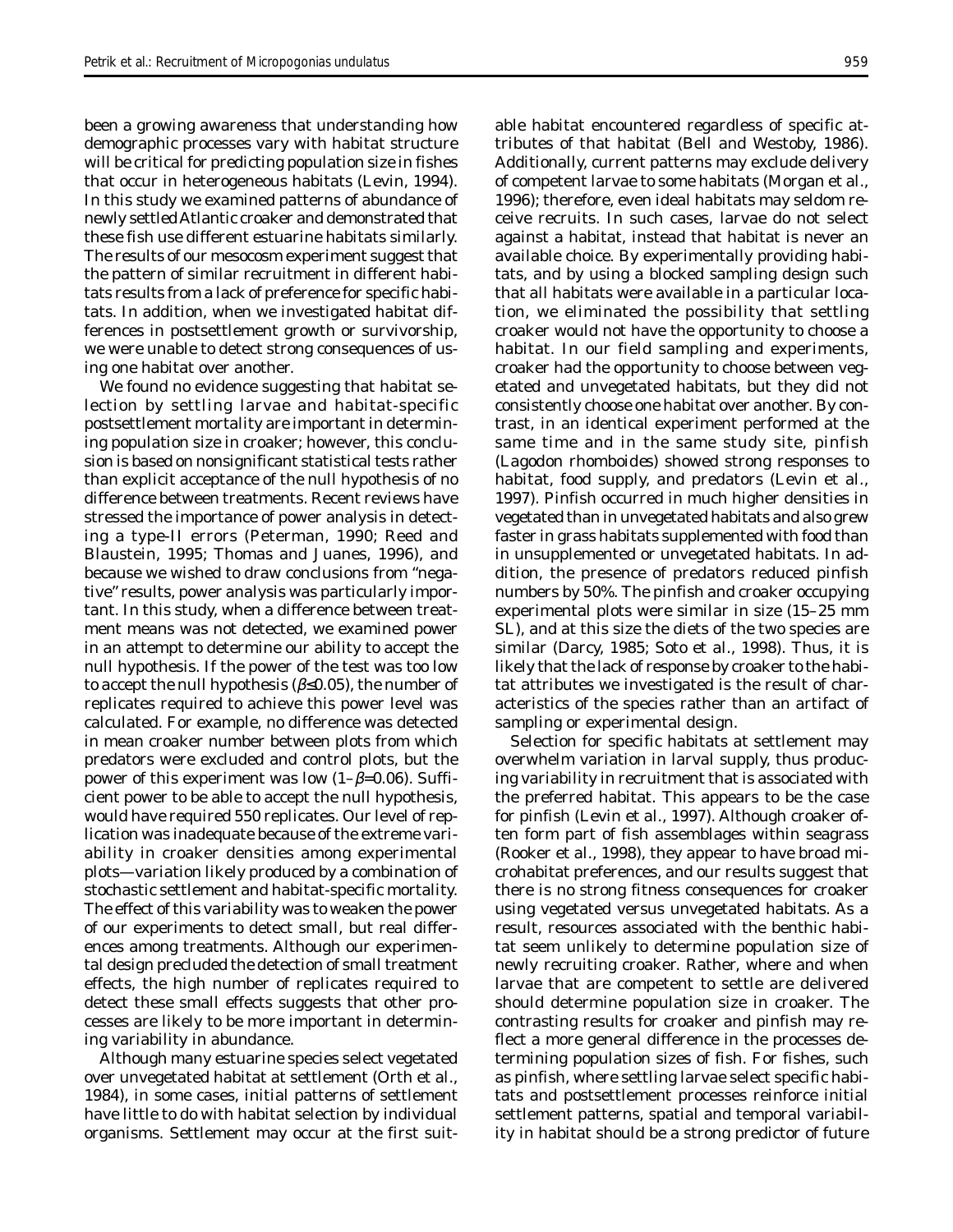been a growing awareness that understanding how demographic processes vary with habitat structure will be critical for predicting population size in fishes that occur in heterogeneous habitats (Levin, 1994). In this study we examined patterns of abundance of newly settled Atlantic croaker and demonstrated that these fish use different estuarine habitats similarly. The results of our mesocosm experiment suggest that the pattern of similar recruitment in different habitats results from a lack of preference for specific habitats. In addition, when we investigated habitat differences in postsettlement growth or survivorship, we were unable to detect strong consequences of using one habitat over another.

We found no evidence suggesting that habitat selection by settling larvae and habitat-specific postsettlement mortality are important in determining population size in croaker; however, this conclusion is based on nonsignificant statistical tests rather than explicit acceptance of the null hypothesis of no difference between treatments. Recent reviews have stressed the importance of power analysis in detecting a type-II errors (Peterman, 1990; Reed and Blaustein, 1995; Thomas and Juanes, 1996), and because we wished to draw conclusions from "negative" results, power analysis was particularly important. In this study, when a difference between treatment means was not detected, we examined power in an attempt to determine our ability to accept the null hypothesis. If the power of the test was too low to accept the null hypothesis ($\beta \leq 0.05$), the number of replicates required to achieve this power level was calculated. For example, no difference was detected in mean croaker number between plots from which predators were excluded and control plots, but the power of this experiment was low ($1-\beta=0.06$). Sufficient power to be able to accept the null hypothesis, would have required 550 replicates. Our level of replication was inadequate because of the extreme variability in croaker densities among experimental plots—variation likely produced by a combination of stochastic settlement and habitat-specific mortality. The effect of this variability was to weaken the power of our experiments to detect small, but real differences among treatments. Although our experimental design precluded the detection of small treatment effects, the high number of replicates required to detect these small effects suggests that other processes are likely to be more important in determining variability in abundance.

Although many estuarine species select vegetated over unvegetated habitat at settlement (Orth et al., 1984), in some cases, initial patterns of settlement have little to do with habitat selection by individual organisms. Settlement may occur at the first suitable habitat encountered regardless of specific attributes of that habitat (Bell and Westoby, 1986). Additionally, current patterns may exclude delivery of competent larvae to some habitats (Morgan et al., 1996); therefore, even ideal habitats may seldom receive recruits. In such cases, larvae do not select against a habitat, instead that habitat is never an available choice. By experimentally providing habitats, and by using a blocked sampling design such that all habitats were available in a particular location, we eliminated the possibility that settling croaker would not have the opportunity to choose a habitat. In our field sampling and experiments, croaker had the opportunity to choose between vegetated and unvegetated habitats, but they did not consistently choose one habitat over another. By contrast, in an identical experiment performed at the same time and in the same study site, pinfish (*Lagodon rhomboides*) showed strong responses to habitat, food supply, and predators (Levin et al., 1997). Pinfish occurred in much higher densities in vegetated than in unvegetated habitats and also grew faster in grass habitats supplemented with food than in unsupplemented or unvegetated habitats. In addition, the presence of predators reduced pinfish numbers by 50%. The pinfish and croaker occupying experimental plots were similar in size (15–25 mm SL), and at this size the diets of the two species are similar (Darcy, 1985; Soto et al., 1998). Thus, it is likely that the lack of response by croaker to the habitat attributes we investigated is the result of characteristics of the species rather than an artifact of sampling or experimental design.

Selection for specific habitats at settlement may overwhelm variation in larval supply, thus producing variability in recruitment that is associated with the preferred habitat. This appears to be the case for pinfish (Levin et al., 1997). Although croaker often form part of fish assemblages within seagrass (Rooker et al., 1998), they appear to have broad microhabitat preferences, and our results suggest that there is no strong fitness consequences for croaker using vegetated versus unvegetated habitats. As a result, resources associated with the benthic habitat seem unlikely to determine population size of newly recruiting croaker. Rather, where and when larvae that are competent to settle are delivered should determine population size in croaker. The contrasting results for croaker and pinfish may reflect a more general difference in the processes determining population sizes of fish. For fishes, such as pinfish, where settling larvae select specific habitats and postsettlement processes reinforce initial settlement patterns, spatial and temporal variability in habitat should be a strong predictor of future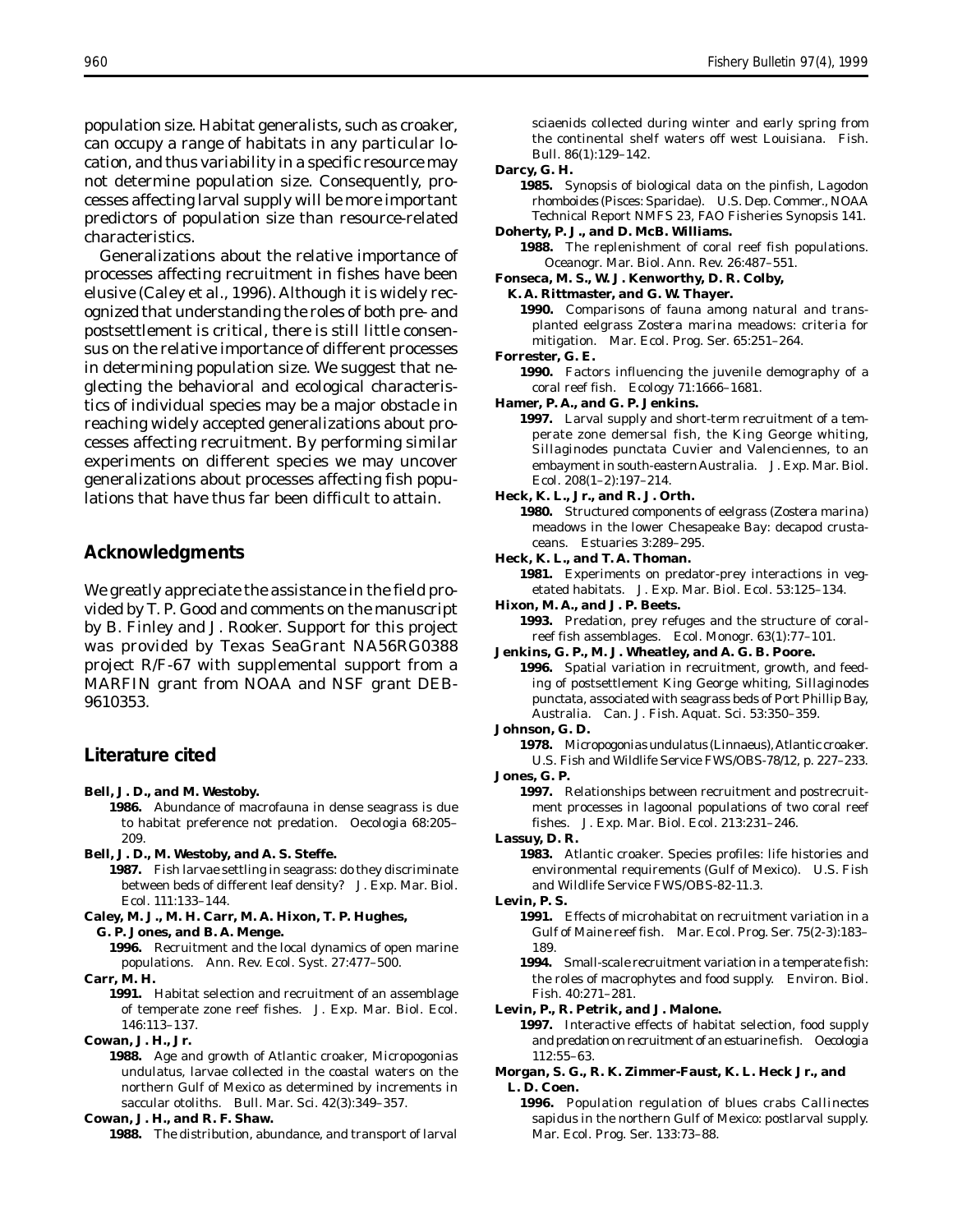population size. Habitat generalists, such as croaker, can occupy a range of habitats in any particular location, and thus variability in a specific resource may not determine population size. Consequently, processes affecting larval supply will be more important predictors of population size than resource-related characteristics.

Generalizations about the relative importance of processes affecting recruitment in fishes have been elusive (Caley et al., 1996). Although it is widely recognized that understanding the roles of both pre- and postsettlement is critical, there is still little consensus on the relative importance of different processes in determining population size. We suggest that neglecting the behavioral and ecological characteristics of individual species may be a major obstacle in reaching widely accepted generalizations about processes affecting recruitment. By performing similar experiments on different species we may uncover generalizations about processes affecting fish populations that have thus far been difficult to attain.

## Acknowledgments

We greatly appreciate the assistance in the field provided by T. P. Good and comments on the manuscript by B. Finley and J. Rooker. Support for this project was provided by Texas SeaGrant NA56RG0388 project R/F-67 with supplemental support from a MARFIN grant from NOAA and NSF grant DEB-9610353.

## Literature cited

**Bell, J. D., and M. Westoby.**
**1986.** Abundance of macrofauna in dense seagrass is due to habitat preference not predation. Oecologia 68:205–209.

**Bell, J. D., M. Westoby, and A. S. Steffe.**
**1987.** Fish larvae settling in seagrass: do they discriminate between beds of different leaf density? J. Exp. Mar. Biol. Ecol. 111:133–144.

**Caley, M. J., M. H. Carr, M. A. Hixon, T. P. Hughes, G. P. Jones, and B. A. Menge.**
**1996.** Recruitment and the local dynamics of open marine populations. Ann. Rev. Ecol. Syst. 27:477–500.

**Carr, M. H.**
**1991.** Habitat selection and recruitment of an assemblage of temperate zone reef fishes. J. Exp. Mar. Biol. Ecol. 146:113–137.

**Cowan, J. H., Jr.**
**1988.** Age and growth of Atlantic croaker, *Micropogonias undulatus*, larvae collected in the coastal waters on the northern Gulf of Mexico as determined by increments in saccular otoliths. Bull. Mar. Sci. 42(3):349–357.

**Cowan, J. H., and R. F. Shaw.**
**1988.** The distribution, abundance, and transport of larval sciaenids collected during winter and early spring from the continental shelf waters off west Louisiana. Fish. Bull. 86(1):129–142.

**Darcy, G. H.**
**1985.** Synopsis of biological data on the pinfish, *Lagodon rhomboides* (Pisces: Sparidae). U.S. Dep. Commer., NOAA Technical Report NMFS 23, FAO Fisheries Synopsis 141.

**Doherty, P. J., and D. McB. Williams.**
**1988.** The replenishment of coral reef fish populations. Oceanogr. Mar. Biol. Ann. Rev. 26:487–551.

**Fonseca, M. S., W. J. Kenworthy, D. R. Colby, K. A. Rittmaster, and G. W. Thayer.**
**1990.** Comparisons of fauna among natural and transplanted eelgrass *Zostera marina* meadows: criteria for mitigation. Mar. Ecol. Prog. Ser. 65:251–264.

**Forrester, G. E.**
**1990.** Factors influencing the juvenile demography of a coral reef fish. Ecology 71:1666–1681.

**Hamer, P. A., and G. P. Jenkins.**
**1997.** Larval supply and short-term recruitment of a temperate zone demersal fish, the King George whiting, *Sillaginodes punctata* Cuvier and Valenciennes, to an embayment in south-eastern Australia. J. Exp. Mar. Biol. Ecol. 208(1–2):197–214.

**Heck, K. L., Jr., and R. J. Orth.**
**1980.** Structured components of eelgrass (*Zostera marina*) meadows in the lower Chesapeake Bay: decapod crustaceans. Estuaries 3:289–295.

**Heck, K. L., and T. A. Thoman.**
**1981.** Experiments on predator-prey interactions in vegetated habitats. J. Exp. Mar. Biol. Ecol. 53:125–134.

**Hixon, M. A., and J. P. Beets.**
**1993.** Predation, prey refuges and the structure of coral-reef fish assemblages. Ecol. Monogr. 63(1):77–101.

**Jenkins, G. P., M. J. Wheatley, and A. G. B. Poore.**
**1996.** Spatial variation in recruitment, growth, and feeding of postsettlement King George whiting, *Sillaginodes punctata*, associated with seagrass beds of Port Phillip Bay, Australia. Can. J. Fish. Aquat. Sci. 53:350–359.

**Johnson, G. D.**
**1978.** *Micropogonias undulatus* (Linnaeus), Atlantic croaker. U.S. Fish and Wildlife Service FWS/OBS-78/12, p. 227–233.

**Jones, G. P.**
**1997.** Relationships between recruitment and postrecruitment processes in lagoonal populations of two coral reef fishes. J. Exp. Mar. Biol. Ecol. 213:231–246.

**Lassuy, D. R.**
**1983.** Atlantic croaker. Species profiles: life histories and environmental requirements (Gulf of Mexico). U.S. Fish and Wildlife Service FWS/OBS-82-11.3.

**Levin, P. S.**
**1991.** Effects of microhabitat on recruitment variation in a Gulf of Maine reef fish. Mar. Ecol. Prog. Ser. 75(2-3):183–189.
**1994.** Small-scale recruitment variation in a temperate fish: the roles of macrophytes and food supply. Environ. Biol. Fish. 40:271–281.

**Levin, P., R. Petrik, and J. Malone.**
**1997.** Interactive effects of habitat selection, food supply and predation on recruitment of an estuarine fish. Oecologia 112:55–63.

**Morgan, S. G., R. K. Zimmer-Faust, K. L. Heck Jr., and L. D. Coen.**
**1996.** Population regulation of blues crabs *Callinectes sapidus* in the northern Gulf of Mexico: postlarval supply. Mar. Ecol. Prog. Ser. 133:73–88.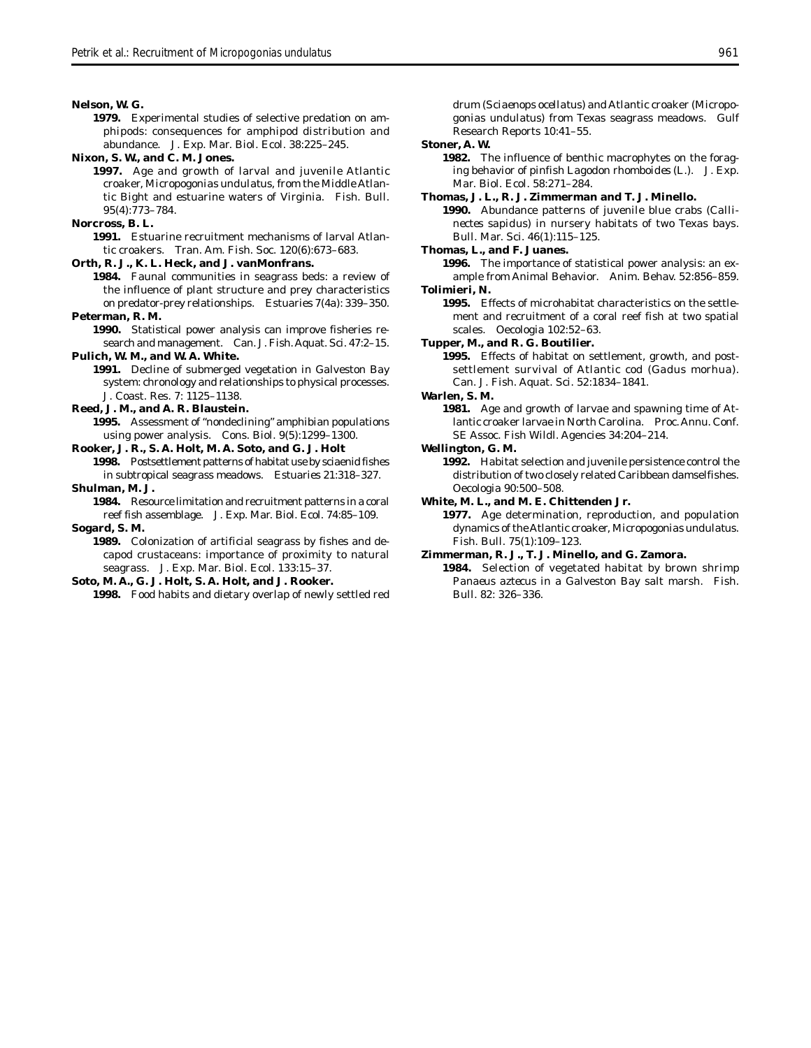**Nelson, W. G.**

**1979.** Experimental studies of selective predation on amphipods: consequences for amphipod distribution and abundance. J. Exp. Mar. Biol. Ecol. 38:225–245.

**Nixon, S. W., and C. M. Jones.**

**1997.** Age and growth of larval and juvenile Atlantic croaker, *Micropogonias undulatus*, from the Middle Atlantic Bight and estuarine waters of Virginia. Fish. Bull. 95(4):773–784.

**Norcross, B. L.**

**1991.** Estuarine recruitment mechanisms of larval Atlantic croakers. Tran. Am. Fish. Soc. 120(6):673–683.

**Orth, R. J., K. L. Heck, and J. vanMonfrans.**

**1984.** Faunal communities in seagrass beds: a review of the influence of plant structure and prey characteristics on predator-prey relationships. Estuaries 7(4a): 339–350.

**Peterman, R. M.**

**1990.** Statistical power analysis can improve fisheries research and management. Can. J. Fish. Aquat. Sci. 47:2–15.

**Pulich, W. M., and W. A. White.**

**1991.** Decline of submerged vegetation in Galveston Bay system: chronology and relationships to physical processes. J. Coast. Res. 7: 1125–1138.

**Reed, J. M., and A. R. Blaustein.**

**1995.** Assessment of "nondeclining" amphibian populations using power analysis. Cons. Biol. 9(5):1299–1300.

**Rooker, J. R., S. A. Holt, M. A. Soto, and G. J. Holt**

**1998.** Postsettlement patterns of habitat use by sciaenid fishes in subtropical seagrass meadows. Estuaries 21:318–327.

**Shulman, M. J.**

**1984.** Resource limitation and recruitment patterns in a coral reef fish assemblage. J. Exp. Mar. Biol. Ecol. 74:85–109.

**Sogard, S. M.**

**1989.** Colonization of artificial seagrass by fishes and decapod crustaceans: importance of proximity to natural seagrass. J. Exp. Mar. Biol. Ecol. 133:15–37.

**Soto, M. A., G. J. Holt, S. A. Holt, and J. Rooker.**

**1998.** Food habits and dietary overlap of newly settled red drum (*Sciaenops ocellatus*) and Atlantic croaker (*Micropogonias undulatus*) from Texas seagrass meadows. Gulf Research Reports 10:41–55.

**Stoner, A. W.**

**1982.** The influence of benthic macrophytes on the foraging behavior of pinfish *Lagodon rhomboides* (L.). J. Exp. Mar. Biol. Ecol. 58:271–284.

**Thomas, J. L., R. J. Zimmerman and T. J. Minello.**

**1990.** Abundance patterns of juvenile blue crabs (*Callinectes sapidus*) in nursery habitats of two Texas bays. Bull. Mar. Sci. 46(1):115–125.

**Thomas, L., and F. Juanes.**

**1996.** The importance of statistical power analysis: an example from Animal Behavior. Anim. Behav. 52:856–859.

**Tolimieri, N.**

**1995.** Effects of microhabitat characteristics on the settlement and recruitment of a coral reef fish at two spatial scales. Oecologia 102:52–63.

**Tupper, M., and R. G. Boutilier.**

**1995.** Effects of habitat on settlement, growth, and postsettlement survival of Atlantic cod (*Gadus morhua*). Can. J. Fish. Aquat. Sci. 52:1834–1841.

**Warlen, S. M.**

**1981.** Age and growth of larvae and spawning time of Atlantic croaker larvae in North Carolina. Proc. Annu. Conf. SE Assoc. Fish Wildl. Agencies 34:204–214.

**Wellington, G. M.**

**1992.** Habitat selection and juvenile persistence control the distribution of two closely related Caribbean damselfishes. Oecologia 90:500–508.

**White, M. L., and M. E. Chittenden Jr.**

**1977.** Age determination, reproduction, and population dynamics of the Atlantic croaker, *Micropogonias undulatus*. Fish. Bull. 75(1):109–123.

**Zimmerman, R. J., T. J. Minello, and G. Zamora.**

**1984.** Selection of vegetated habitat by brown shrimp *Panaeus aztecus* in a Galveston Bay salt marsh. Fish. Bull. 82: 326–336.